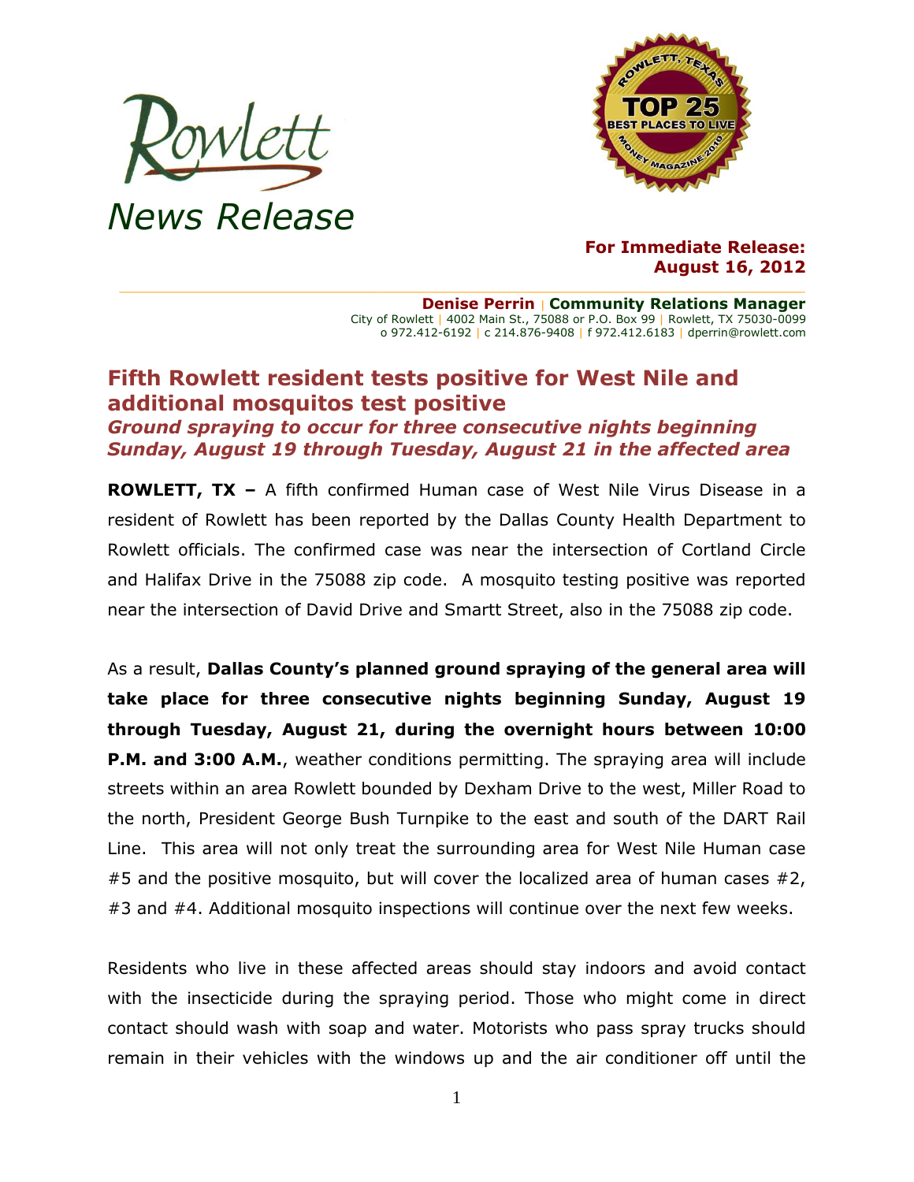Rowlett

News Release

**For Immediate Release:**
**August 16, 2012**

**Denise Perrin | Community Relations Manager**
City of Rowlett | 4002 Main St., 75088 or P.O. Box 99 | Rowlett, TX 75030-0099
o 972.412-6192 | c 214.876-9408 | f 972.412.6183 | dperrin@rowlett.com

## Fifth Rowlett resident tests positive for West Nile and additional mosquitos test positive

***Ground spraying to occur for three consecutive nights beginning Sunday, August 19 through Tuesday, August 21 in the affected area***

**ROWLETT, TX –** A fifth confirmed Human case of West Nile Virus Disease in a resident of Rowlett has been reported by the Dallas County Health Department to Rowlett officials. The confirmed case was near the intersection of Cortland Circle and Halifax Drive in the 75088 zip code. A mosquito testing positive was reported near the intersection of David Drive and Smartt Street, also in the 75088 zip code.

As a result, **Dallas County's planned ground spraying of the general area will take place for three consecutive nights beginning Sunday, August 19 through Tuesday, August 21, during the overnight hours between 10:00 P.M. and 3:00 A.M.**, weather conditions permitting. The spraying area will include streets within an area Rowlett bounded by Dexham Drive to the west, Miller Road to the north, President George Bush Turnpike to the east and south of the DART Rail Line. This area will not only treat the surrounding area for West Nile Human case #5 and the positive mosquito, but will cover the localized area of human cases #2, #3 and #4. Additional mosquito inspections will continue over the next few weeks.

Residents who live in these affected areas should stay indoors and avoid contact with the insecticide during the spraying period. Those who might come in direct contact should wash with soap and water. Motorists who pass spray trucks should remain in their vehicles with the windows up and the air conditioner off until the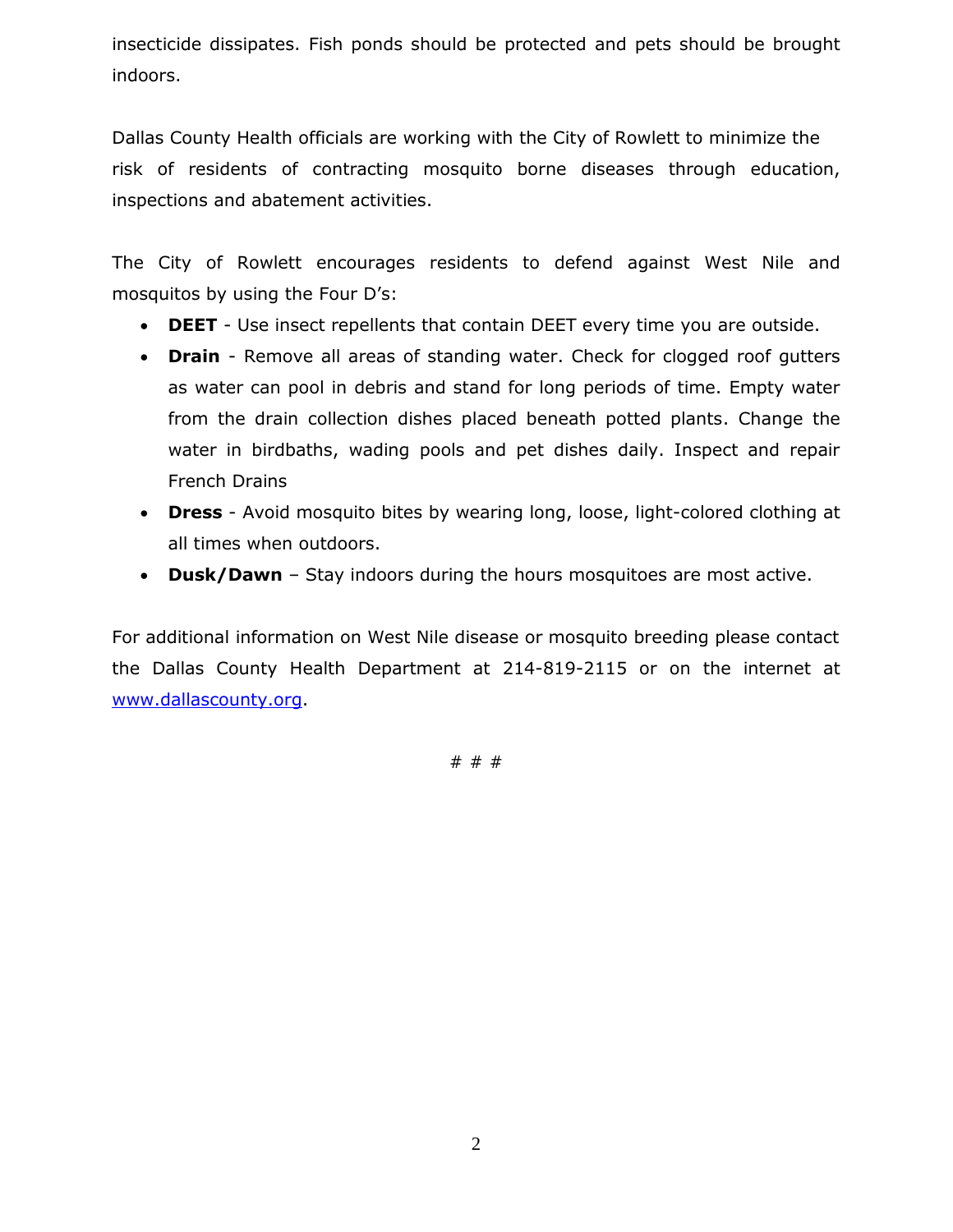insecticide dissipates. Fish ponds should be protected and pets should be brought indoors.

Dallas County Health officials are working with the City of Rowlett to minimize the risk of residents of contracting mosquito borne diseases through education, inspections and abatement activities.

The City of Rowlett encourages residents to defend against West Nile and mosquitos by using the Four D's:

- **DEET** - Use insect repellents that contain DEET every time you are outside.
- **Drain** - Remove all areas of standing water. Check for clogged roof gutters as water can pool in debris and stand for long periods of time. Empty water from the drain collection dishes placed beneath potted plants. Change the water in birdbaths, wading pools and pet dishes daily. Inspect and repair French Drains
- **Dress** - Avoid mosquito bites by wearing long, loose, light-colored clothing at all times when outdoors.
- **Dusk/Dawn** – Stay indoors during the hours mosquitoes are most active.

For additional information on West Nile disease or mosquito breeding please contact the Dallas County Health Department at 214-819-2115 or on the internet at [www.dallascounty.org](http://www.dallascounty.org).

# # #